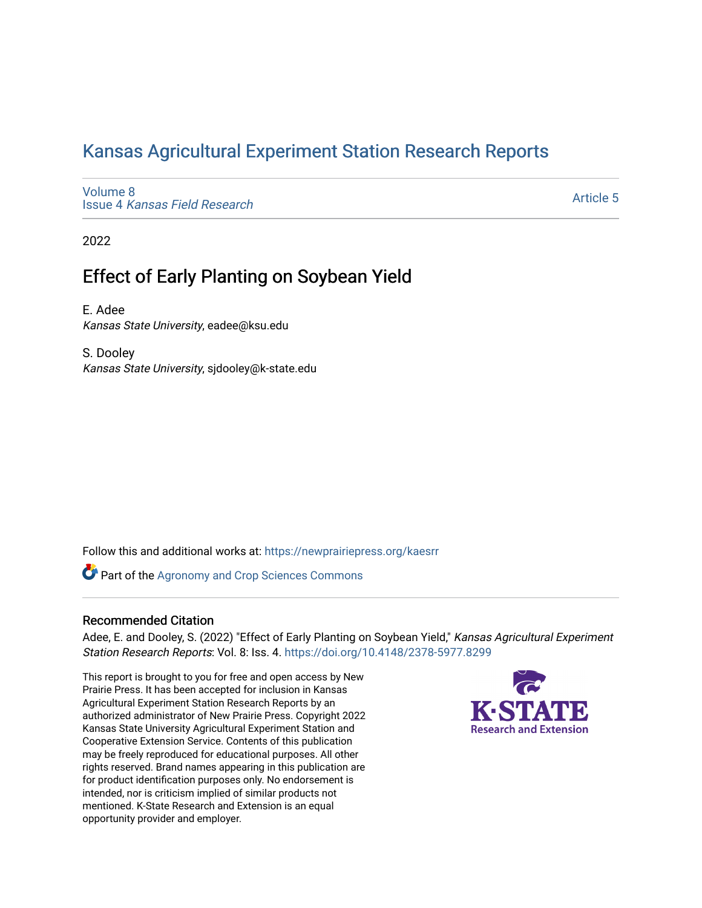# Kansas Agricultural Experiment Station Research Reports

Volume 8
Issue 4 *Kansas Field Research*

Article 5

2022

## Effect of Early Planting on Soybean Yield

E. Adee
*Kansas State University*, eadee@ksu.edu

S. Dooley
*Kansas State University*, sjdooley@k-state.edu

Follow this and additional works at: https://newprairiepress.org/kaesrr

Part of the Agronomy and Crop Sciences Commons

### Recommended Citation

Adee, E. and Dooley, S. (2022) "Effect of Early Planting on Soybean Yield," *Kansas Agricultural Experiment Station Research Reports*: Vol. 8: Iss. 4. https://doi.org/10.4148/2378-5977.8299

This report is brought to you for free and open access by New Prairie Press. It has been accepted for inclusion in Kansas Agricultural Experiment Station Research Reports by an authorized administrator of New Prairie Press. Copyright 2022 Kansas State University Agricultural Experiment Station and Cooperative Extension Service. Contents of this publication may be freely reproduced for educational purposes. All other rights reserved. Brand names appearing in this publication are for product identification purposes only. No endorsement is intended, nor is criticism implied of similar products not mentioned. K-State Research and Extension is an equal opportunity provider and employer.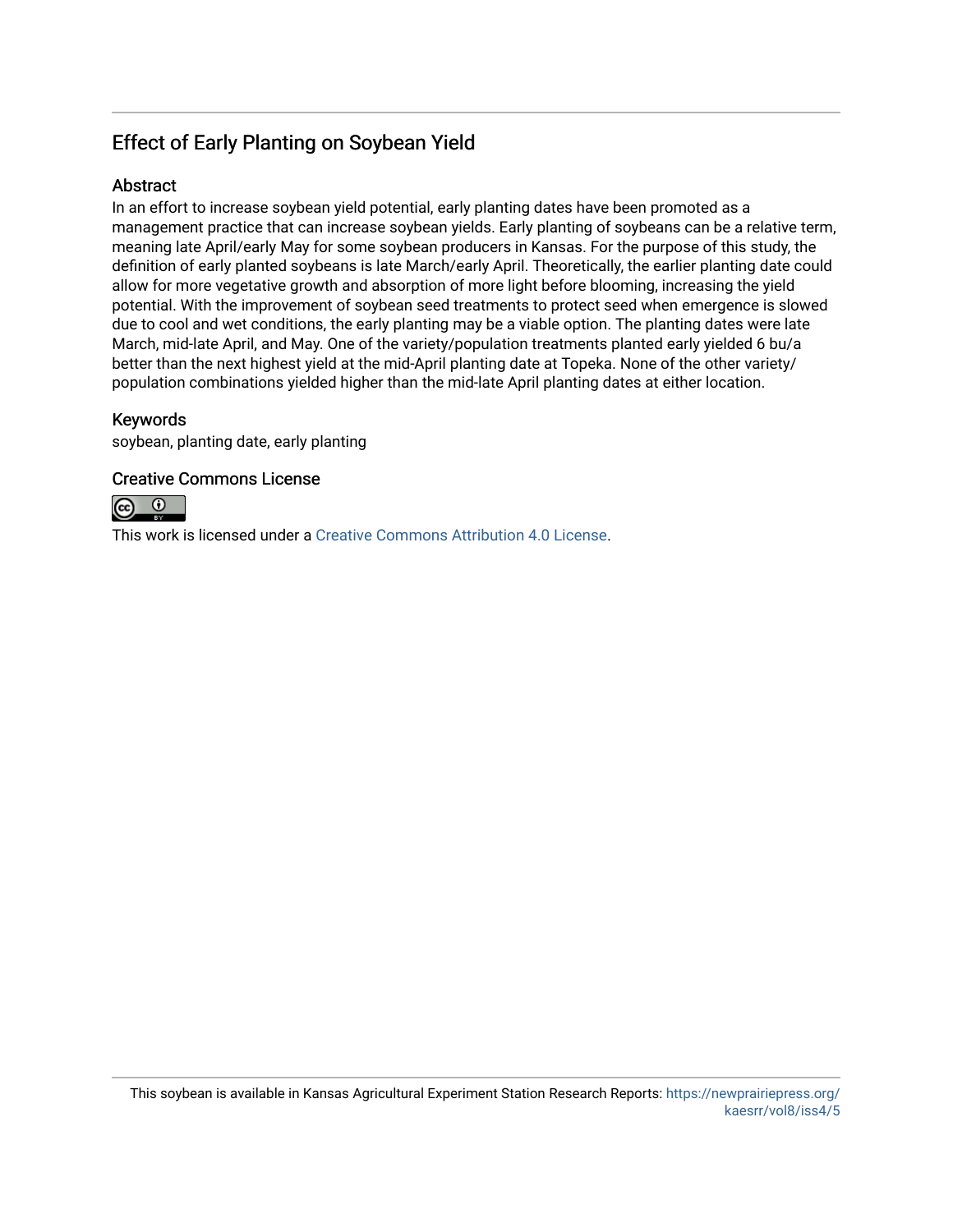## Effect of Early Planting on Soybean Yield

### Abstract

In an effort to increase soybean yield potential, early planting dates have been promoted as a management practice that can increase soybean yields. Early planting of soybeans can be a relative term, meaning late April/early May for some soybean producers in Kansas. For the purpose of this study, the definition of early planted soybeans is late March/early April. Theoretically, the earlier planting date could allow for more vegetative growth and absorption of more light before blooming, increasing the yield potential. With the improvement of soybean seed treatments to protect seed when emergence is slowed due to cool and wet conditions, the early planting may be a viable option. The planting dates were late March, mid-late April, and May. One of the variety/population treatments planted early yielded 6 bu/a better than the next highest yield at the mid-April planting date at Topeka. None of the other variety/population combinations yielded higher than the mid-late April planting dates at either location.

### Keywords

soybean, planting date, early planting

### Creative Commons License

This work is licensed under a Creative Commons Attribution 4.0 License.

This soybean is available in Kansas Agricultural Experiment Station Research Reports: https://newprairiepress.org/kaesrr/vol8/iss4/5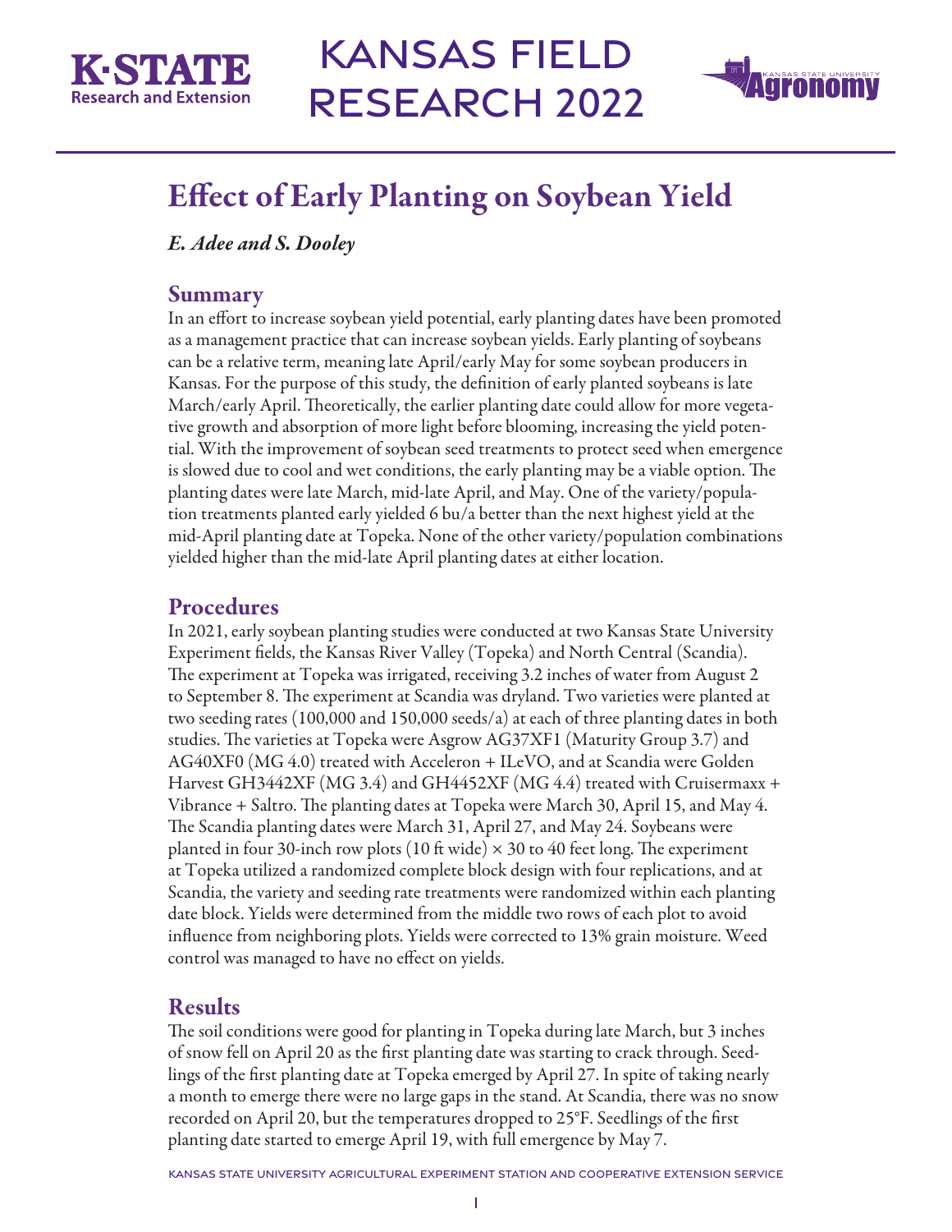# Effect of Early Planting on Soybean Yield

*E. Adee and S. Dooley*

## Summary

In an effort to increase soybean yield potential, early planting dates have been promoted as a management practice that can increase soybean yields. Early planting of soybeans can be a relative term, meaning late April/early May for some soybean producers in Kansas. For the purpose of this study, the definition of early planted soybeans is late March/early April. Theoretically, the earlier planting date could allow for more vegetative growth and absorption of more light before blooming, increasing the yield potential. With the improvement of soybean seed treatments to protect seed when emergence is slowed due to cool and wet conditions, the early planting may be a viable option. The planting dates were late March, mid-late April, and May. One of the variety/population treatments planted early yielded 6 bu/a better than the next highest yield at the mid-April planting date at Topeka. None of the other variety/population combinations yielded higher than the mid-late April planting dates at either location.

## Procedures

In 2021, early soybean planting studies were conducted at two Kansas State University Experiment fields, the Kansas River Valley (Topeka) and North Central (Scandia). The experiment at Topeka was irrigated, receiving 3.2 inches of water from August 2 to September 8. The experiment at Scandia was dryland. Two varieties were planted at two seeding rates (100,000 and 150,000 seeds/a) at each of three planting dates in both studies. The varieties at Topeka were Asgrow AG37XF1 (Maturity Group 3.7) and AG40XF0 (MG 4.0) treated with Acceleron + ILeVO, and at Scandia were Golden Harvest GH3442XF (MG 3.4) and GH4452XF (MG 4.4) treated with Cruisermaxx + Vibrance + Saltro. The planting dates at Topeka were March 30, April 15, and May 4. The Scandia planting dates were March 31, April 27, and May 24. Soybeans were planted in four 30-inch row plots (10 ft wide) × 30 to 40 feet long. The experiment at Topeka utilized a randomized complete block design with four replications, and at Scandia, the variety and seeding rate treatments were randomized within each planting date block. Yields were determined from the middle two rows of each plot to avoid influence from neighboring plots. Yields were corrected to 13% grain moisture. Weed control was managed to have no effect on yields.

## Results

The soil conditions were good for planting in Topeka during late March, but 3 inches of snow fell on April 20 as the first planting date was starting to crack through. Seedlings of the first planting date at Topeka emerged by April 27. In spite of taking nearly a month to emerge there were no large gaps in the stand. At Scandia, there was no snow recorded on April 20, but the temperatures dropped to 25°F. Seedlings of the first planting date started to emerge April 19, with full emergence by May 7.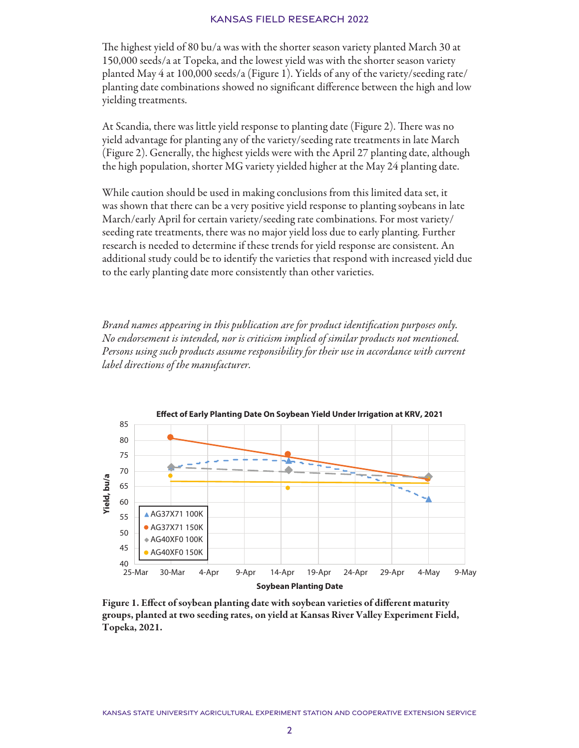The highest yield of 80 bu/a was with the shorter season variety planted March 30 at 150,000 seeds/a at Topeka, and the lowest yield was with the shorter season variety planted May 4 at 100,000 seeds/a (Figure 1). Yields of any of the variety/seeding rate/planting date combinations showed no significant difference between the high and low yielding treatments.

At Scandia, there was little yield response to planting date (Figure 2). There was no yield advantage for planting any of the variety/seeding rate treatments in late March (Figure 2). Generally, the highest yields were with the April 27 planting date, although the high population, shorter MG variety yielded higher at the May 24 planting date.

While caution should be used in making conclusions from this limited data set, it was shown that there can be a very positive yield response to planting soybeans in late March/early April for certain variety/seeding rate combinations. For most variety/seeding rate treatments, there was no major yield loss due to early planting. Further research is needed to determine if these trends for yield response are consistent. An additional study could be to identify the varieties that respond with increased yield due to the early planting date more consistently than other varieties.

*Brand names appearing in this publication are for product identification purposes only. No endorsement is intended, nor is criticism implied of similar products not mentioned. Persons using such products assume responsibility for their use in accordance with current label directions of the manufacturer.*

**Figure 1. Effect of soybean planting date with soybean varieties of different maturity groups, planted at two seeding rates, on yield at Kansas River Valley Experiment Field, Topeka, 2021.**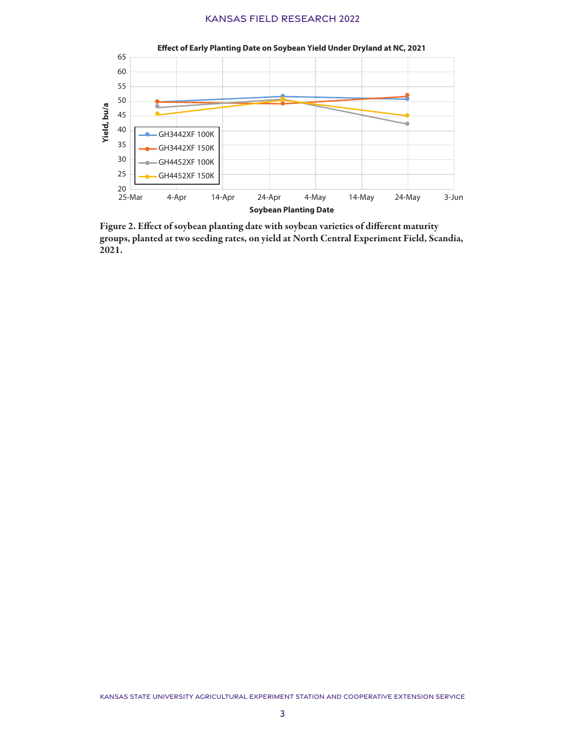Effect of Early Planting Date on Soybean Yield Under Dryland at NC, 2021

Yield, bu/a

65
60
55
50
45
40
35
30
25
20

25-Mar
4-Apr
14-Apr
24-Apr
4-May
14-May
24-May
3-Jun

Soybean Planting Date

GH3442XF 100K
GH3442XF 150K
GH4452XF 100K
GH4452XF 150K

**Figure 2. Effect of soybean planting date with soybean varieties of different maturity groups, planted at two seeding rates, on yield at North Central Experiment Field, Scandia, 2021.**